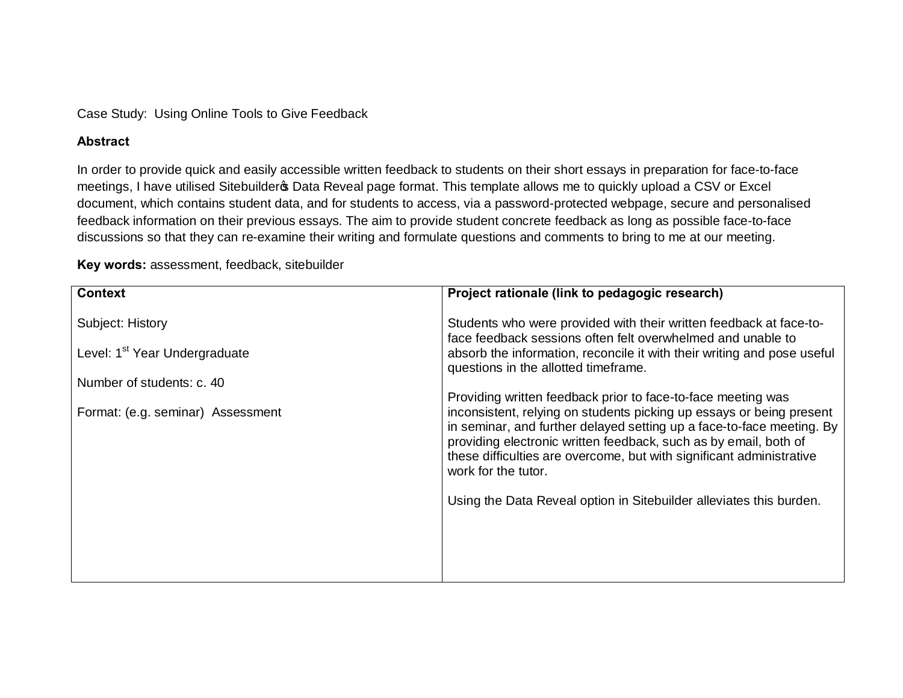Case Study: Using Online Tools to Give Feedback

**Abstract**

In order to provide quick and easily accessible written feedback to students on their short essays in preparation for face-to-face meetings, I have utilised Sitebuilder's Data Reveal page format. This template allows me to quickly upload a CSV or Excel document, which contains student data, and for students to access, via a password-protected webpage, secure and personalised feedback information on their previous essays. The aim to provide student concrete feedback as long as possible face-to-face discussions so that they can re-examine their writing and formulate questions and comments to bring to me at our meeting.

**Key words:** assessment, feedback, sitebuilder

| **Context** | **Project rationale (link to pedagogic research)** |
| --- | --- |
| Subject: History<br><br>Level: 1st Year Undergraduate<br><br>Number of students: c. 40<br><br>Format: (e.g. seminar) Assessment | Students who were provided with their written feedback at face-to-face feedback sessions often felt overwhelmed and unable to absorb the information, reconcile it with their writing and pose useful questions in the allotted timeframe.<br><br>Providing written feedback prior to face-to-face meeting was inconsistent, relying on students picking up essays or being present in seminar, and further delayed setting up a face-to-face meeting. By providing electronic written feedback, such as by email, both of these difficulties are overcome, but with significant administrative work for the tutor.<br><br>Using the Data Reveal option in Sitebuilder alleviates this burden. |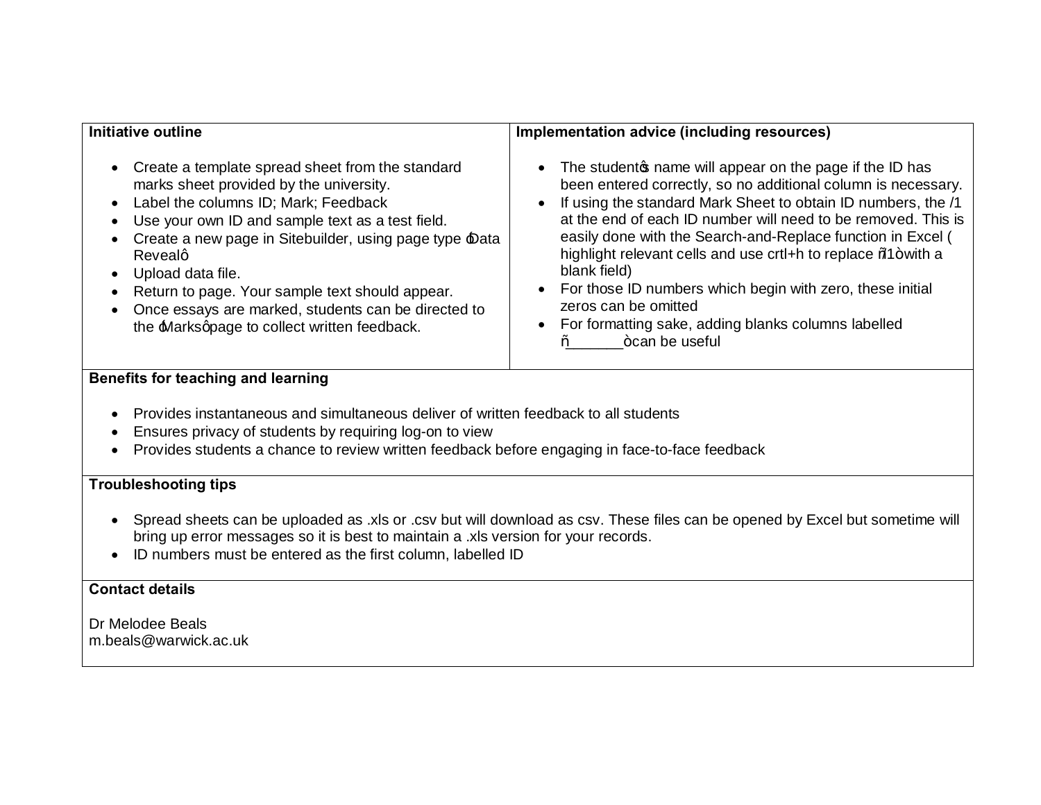| Initiative outline | Implementation advice (including resources) |
|---|---|
| <ul><li>Create a template spread sheet from the standard marks sheet provided by the university.</li><li>Label the columns ID; Mark; Feedback</li><li>Use your own ID and sample text as a test field.</li><li>Create a new page in Sitebuilder, using page type ‘Data Reveal’</li><li>Upload data file.</li><li>Return to page. Your sample text should appear.</li><li>Once essays are marked, students can be directed to the ‘Marks’ page to collect written feedback.</li></ul> | <ul><li>The student’s name will appear on the page if the ID has been entered correctly, so no additional column is necessary.</li><li>If using the standard Mark Sheet to obtain ID numbers, the /1 at the end of each ID number will need to be removed. This is easily done with the Search-and-Replace function in Excel ( highlight relevant cells and use crtl+h to replace “/1” with a blank field)</li><li>For those ID numbers which begin with zero, these initial zeros can be omitted</li><li>For formatting sake, adding blanks columns labelled “_______” can be useful</li></ul> |

**Benefits for teaching and learning**

- Provides instantaneous and simultaneous deliver of written feedback to all students
- Ensures privacy of students by requiring log-on to view
- Provides students a chance to review written feedback before engaging in face-to-face feedback

**Troubleshooting tips**

- Spread sheets can be uploaded as .xls or .csv but will download as csv. These files can be opened by Excel but sometime will bring up error messages so it is best to maintain a .xls version for your records.
- ID numbers must be entered as the first column, labelled ID

**Contact details**

Dr Melodee Beals
m.beals@warwick.ac.uk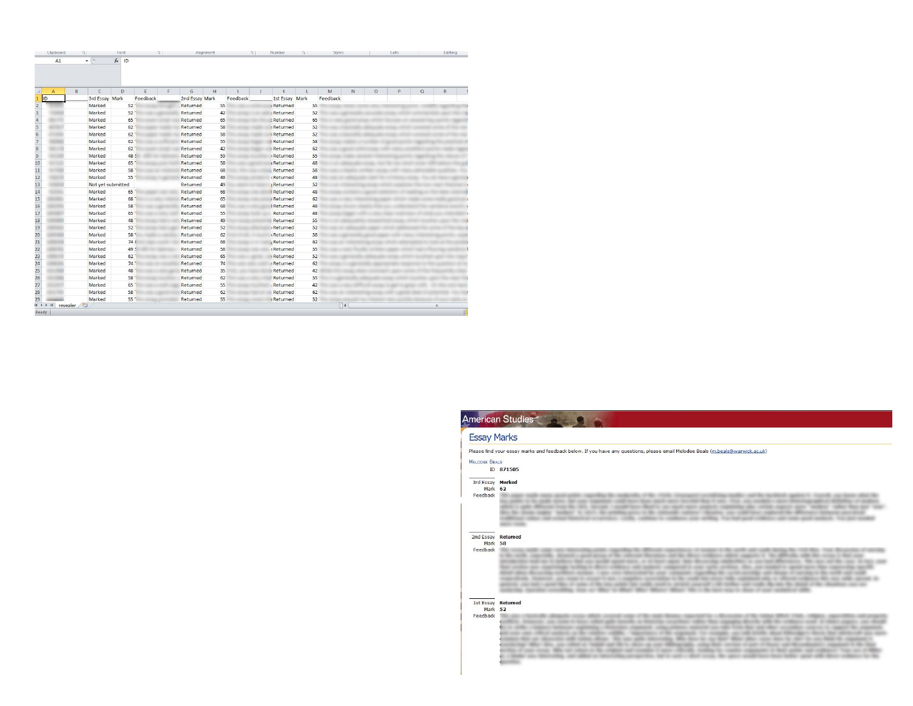| ID | | 3rd Essay | Mark | Feedback | | 2nd Essay | Mark | Feedback | | 1st Essay | Mark | Feedback |
|---|---|---|---|---|---|---|---|---|---|---|---|---|
| | | Marked | 52 | | | Returned | 55 | | | Returned | 55 | |
| | | Marked | 52 | | | Returned | 42 | | | Returned | 52 | |
| | | Marked | 65 | | | Returned | 65 | | | Returned | 65 | |
| | | Marked | 62 | | | Returned | 58 | | | Returned | 52 | |
| | | Marked | 62 | | | Returned | 58 | | | Returned | 52 | |
| | | Marked | 62 | | | Returned | 55 | | | Returned | 58 | |
| | | Marked | 62 | | | Returned | 42 | | | Returned | 62 | |
| | | Marked | 48 | | | Returned | 59 | | | Returned | 55 | |
| | | Marked | 65 | | | Returned | 58 | | | Returned | 48 | |
| | | Marked | 58 | | | Returned | 68 | | | Returned | 58 | |
| | | Marked | 55 | | | Returned | 48 | | | Returned | 48 | |
| | | Not yet submitted | | | | Returned | 49 | | | Returned | 52 | |
| | | Marked | 65 | | | Returned | 68 | | | Returned | 48 | |
| | | Marked | 68 | | | Returned | 65 | | | Returned | 62 | |
| | | Marked | 58 | | | Returned | 68 | | | Returned | 48 | |
| | | Marked | 65 | | | Returned | 55 | | | Returned | 48 | |
| | | Marked | 48 | | | Returned | 49 | | | Returned | 55 | |
| | | Marked | 52 | | | Returned | 52 | | | Returned | 52 | |
| | | Marked | 58 | | | Returned | 62 | | | Returned | 58 | |
| | | Marked | 74 | | | Returned | 68 | | | Returned | 62 | |
| | | Marked | 49 | | | Returned | 58 | | | Returned | 55 | |
| | | Marked | 62 | | | Returned | 65 | | | Returned | 52 | |
| | | Marked | 74 | | | Returned | 74 | | | Returned | 62 | |
| | | Marked | 48 | | | Returned | 35 | | | Returned | 42 | |
| | | Marked | 58 | | | Returned | 62 | | | Returned | 55 | |
| | | Marked | 65 | | | Returned | 55 | | | Returned | 42 | |
| | | Marked | 58 | | | Returned | 62 | | | Returned | 62 | |
| | | Marked | 55 | | | Returned | 55 | | | Returned | 52 | |

American Studies

## Essay Marks

Please find your essay marks and feedback below. If you have any questions, please email Melodee Beals (m.beals@warwick.ac.uk)

Melodee Beals

ID 871505

3rd Essay **Marked**
Mark **62**
Feedback

2nd Essay **Returned**
Mark **58**
Feedback

1st Essay **Returned**
Mark **52**
Feedback